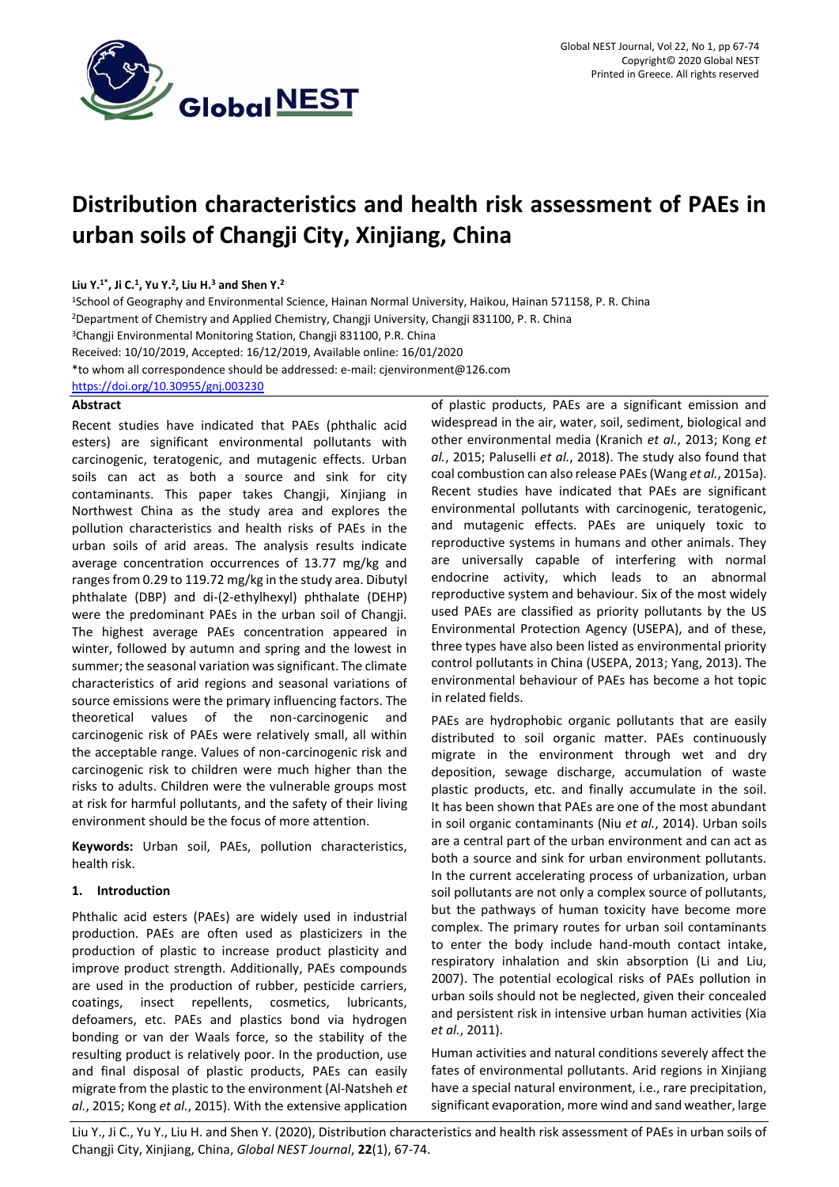# Distribution characteristics and health risk assessment of PAEs in urban soils of Changji City, Xinjiang, China

**Liu Y.[1*], Ji C.[1], Yu Y.[2], Liu H.[3] and Shen Y.[2]**

[1]School of Geography and Environmental Science, Hainan Normal University, Haikou, Hainan 571158, P. R. China

[2]Department of Chemistry and Applied Chemistry, Changji University, Changji 831100, P. R. China

[3]Changji Environmental Monitoring Station, Changji 831100, P.R. China

Received: 10/10/2019, Accepted: 16/12/2019, Available online: 16/01/2020

*to whom all correspondence should be addressed: e-mail: cjenvironment@126.com

https://doi.org/10.30955/gnj.003230

## Abstract

Recent studies have indicated that PAEs (phthalic acid esters) are significant environmental pollutants with carcinogenic, teratogenic, and mutagenic effects. Urban soils can act as both a source and sink for city contaminants. This paper takes Changji, Xinjiang in Northwest China as the study area and explores the pollution characteristics and health risks of PAEs in the urban soils of arid areas. The analysis results indicate average concentration occurrences of 13.77 mg/kg and ranges from 0.29 to 119.72 mg/kg in the study area. Dibutyl phthalate (DBP) and di-(2-ethylhexyl) phthalate (DEHP) were the predominant PAEs in the urban soil of Changji. The highest average PAEs concentration appeared in winter, followed by autumn and spring and the lowest in summer; the seasonal variation was significant. The climate characteristics of arid regions and seasonal variations of source emissions were the primary influencing factors. The theoretical values of the non-carcinogenic and carcinogenic risk of PAEs were relatively small, all within the acceptable range. Values of non-carcinogenic risk and carcinogenic risk to children were much higher than the risks to adults. Children were the vulnerable groups most at risk for harmful pollutants, and the safety of their living environment should be the focus of more attention.

**Keywords:** Urban soil, PAEs, pollution characteristics, health risk.

## 1. Introduction

Phthalic acid esters (PAEs) are widely used in industrial production. PAEs are often used as plasticizers in the production of plastic to increase product plasticity and improve product strength. Additionally, PAEs compounds are used in the production of rubber, pesticide carriers, coatings, insect repellents, cosmetics, lubricants, defoamers, etc. PAEs and plastics bond via hydrogen bonding or van der Waals force, so the stability of the resulting product is relatively poor. In the production, use and final disposal of plastic products, PAEs can easily migrate from the plastic to the environment (Al-Natsheh *et al.*, 2015; Kong *et al.*, 2015). With the extensive application of plastic products, PAEs are a significant emission and widespread in the air, water, soil, sediment, biological and other environmental media (Kranich *et al.*, 2013; Kong *et al.*, 2015; Paluselli *et al.*, 2018). The study also found that coal combustion can also release PAEs (Wang *et al.*, 2015a). Recent studies have indicated that PAEs are significant environmental pollutants with carcinogenic, teratogenic, and mutagenic effects. PAEs are uniquely toxic to reproductive systems in humans and other animals. They are universally capable of interfering with normal endocrine activity, which leads to an abnormal reproductive system and behaviour. Six of the most widely used PAEs are classified as priority pollutants by the US Environmental Protection Agency (USEPA), and of these, three types have also been listed as environmental priority control pollutants in China (USEPA, 2013; Yang, 2013). The environmental behaviour of PAEs has become a hot topic in related fields.

PAEs are hydrophobic organic pollutants that are easily distributed to soil organic matter. PAEs continuously migrate in the environment through wet and dry deposition, sewage discharge, accumulation of waste plastic products, etc. and finally accumulate in the soil. It has been shown that PAEs are one of the most abundant in soil organic contaminants (Niu *et al.*, 2014). Urban soils are a central part of the urban environment and can act as both a source and sink for urban environment pollutants. In the current accelerating process of urbanization, urban soil pollutants are not only a complex source of pollutants, but the pathways of human toxicity have become more complex. The primary routes for urban soil contaminants to enter the body include hand-mouth contact intake, respiratory inhalation and skin absorption (Li and Liu, 2007). The potential ecological risks of PAEs pollution in urban soils should not be neglected, given their concealed and persistent risk in intensive urban human activities (Xia *et al.*, 2011).

Human activities and natural conditions severely affect the fates of environmental pollutants. Arid regions in Xinjiang have a special natural environment, i.e., rare precipitation, significant evaporation, more wind and sand weather, large

Liu Y., Ji C., Yu Y., Liu H. and Shen Y. (2020), Distribution characteristics and health risk assessment of PAEs in urban soils of Changji City, Xinjiang, China, *Global NEST Journal*, **22**(1), 67-74.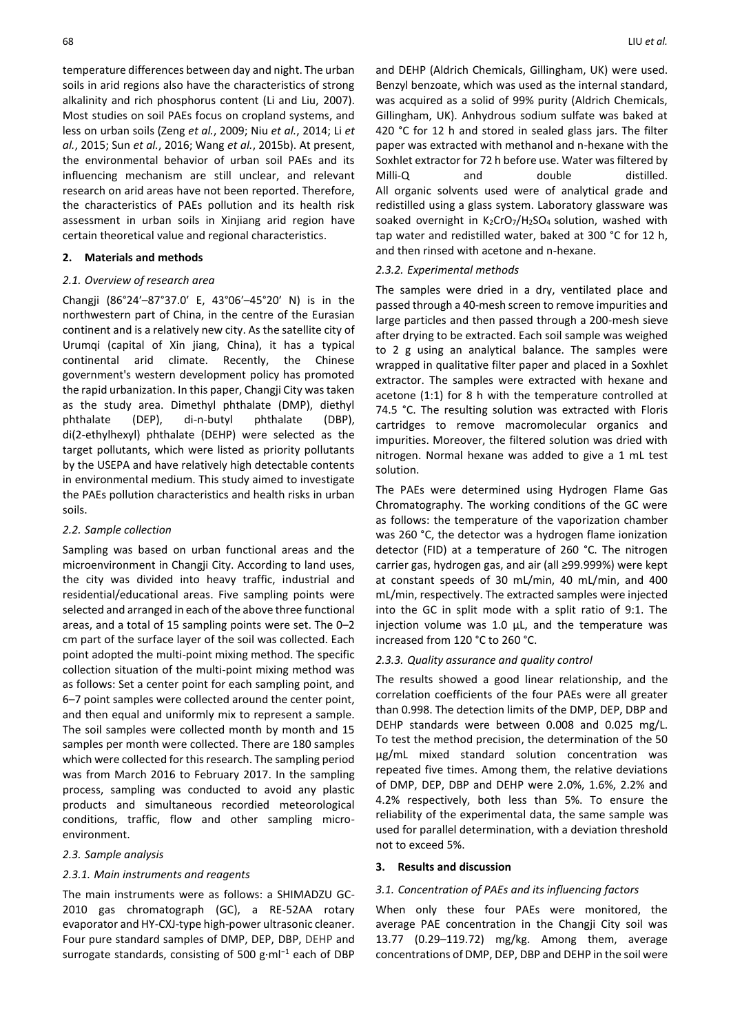temperature differences between day and night. The urban soils in arid regions also have the characteristics of strong alkalinity and rich phosphorus content (Li and Liu, 2007). Most studies on soil PAEs focus on cropland systems, and less on urban soils (Zeng *et al.*, 2009; Niu *et al.*, 2014; Li *et al.*, 2015; Sun *et al.*, 2016; Wang *et al.*, 2015b). At present, the environmental behavior of urban soil PAEs and its influencing mechanism are still unclear, and relevant research on arid areas have not been reported. Therefore, the characteristics of PAEs pollution and its health risk assessment in urban soils in Xinjiang arid region have certain theoretical value and regional characteristics.

## 2. Materials and methods

### *2.1. Overview of research area*

Changji (86°24′–87°37.0′ E, 43°06′–45°20′ N) is in the northwestern part of China, in the centre of the Eurasian continent and is a relatively new city. As the satellite city of Urumqi (capital of Xin jiang, China), it has a typical continental arid climate. Recently, the Chinese government's western development policy has promoted the rapid urbanization. In this paper, Changji City was taken as the study area. Dimethyl phthalate (DMP), diethyl phthalate (DEP), di-n-butyl phthalate (DBP), di(2-ethylhexyl) phthalate (DEHP) were selected as the target pollutants, which were listed as priority pollutants by the USEPA and have relatively high detectable contents in environmental medium. This study aimed to investigate the PAEs pollution characteristics and health risks in urban soils.

### *2.2. Sample collection*

Sampling was based on urban functional areas and the microenvironment in Changji City. According to land uses, the city was divided into heavy traffic, industrial and residential/educational areas. Five sampling points were selected and arranged in each of the above three functional areas, and a total of 15 sampling points were set. The 0–2 cm part of the surface layer of the soil was collected. Each point adopted the multi-point mixing method. The specific collection situation of the multi-point mixing method was as follows: Set a center point for each sampling point, and 6–7 point samples were collected around the center point, and then equal and uniformly mix to represent a sample. The soil samples were collected month by month and 15 samples per month were collected. There are 180 samples which were collected for this research. The sampling period was from March 2016 to February 2017. In the sampling process, sampling was conducted to avoid any plastic products and simultaneous recordied meteorological conditions, traffic, flow and other sampling micro-environment.

### *2.3. Sample analysis*

#### *2.3.1. Main instruments and reagents*

The main instruments were as follows: a SHIMADZU GC-2010 gas chromatograph (GC), a RE-52AA rotary evaporator and HY-CXJ-type high-power ultrasonic cleaner. Four pure standard samples of DMP, DEP, DBP, DEHP and surrogate standards, consisting of 500 g·ml$^{-1}$ each of DBP and DEHP (Aldrich Chemicals, Gillingham, UK) were used. Benzyl benzoate, which was used as the internal standard, was acquired as a solid of 99% purity (Aldrich Chemicals, Gillingham, UK). Anhydrous sodium sulfate was baked at 420 °C for 12 h and stored in sealed glass jars. The filter paper was extracted with methanol and n-hexane with the Soxhlet extractor for 72 h before use. Water was filtered by Milli-Q and double distilled. All organic solvents used were of analytical grade and redistilled using a glass system. Laboratory glassware was soaked overnight in $K_2CrO_7/H_2SO_4$ solution, washed with tap water and redistilled water, baked at 300 °C for 12 h, and then rinsed with acetone and n-hexane.

#### *2.3.2. Experimental methods*

The samples were dried in a dry, ventilated place and passed through a 40-mesh screen to remove impurities and large particles and then passed through a 200-mesh sieve after drying to be extracted. Each soil sample was weighed to 2 g using an analytical balance. The samples were wrapped in qualitative filter paper and placed in a Soxhlet extractor. The samples were extracted with hexane and acetone (1:1) for 8 h with the temperature controlled at 74.5 °C. The resulting solution was extracted with Floris cartridges to remove macromolecular organics and impurities. Moreover, the filtered solution was dried with nitrogen. Normal hexane was added to give a 1 mL test solution.

The PAEs were determined using Hydrogen Flame Gas Chromatography. The working conditions of the GC were as follows: the temperature of the vaporization chamber was 260 °C, the detector was a hydrogen flame ionization detector (FID) at a temperature of 260 °C. The nitrogen carrier gas, hydrogen gas, and air (all ≥99.999%) were kept at constant speeds of 30 mL/min, 40 mL/min, and 400 mL/min, respectively. The extracted samples were injected into the GC in split mode with a split ratio of 9:1. The injection volume was 1.0 μL, and the temperature was increased from 120 °C to 260 °C.

#### *2.3.3. Quality assurance and quality control*

The results showed a good linear relationship, and the correlation coefficients of the four PAEs were all greater than 0.998. The detection limits of the DMP, DEP, DBP and DEHP standards were between 0.008 and 0.025 mg/L. To test the method precision, the determination of the 50 μg/mL mixed standard solution concentration was repeated five times. Among them, the relative deviations of DMP, DEP, DBP and DEHP were 2.0%, 1.6%, 2.2% and 4.2% respectively, both less than 5%. To ensure the reliability of the experimental data, the same sample was used for parallel determination, with a deviation threshold not to exceed 5%.

## 3. Results and discussion

### *3.1. Concentration of PAEs and its influencing factors*

When only these four PAEs were monitored, the average PAE concentration in the Changji City soil was 13.77 (0.29–119.72) mg/kg. Among them, average concentrations of DMP, DEP, DBP and DEHP in the soil were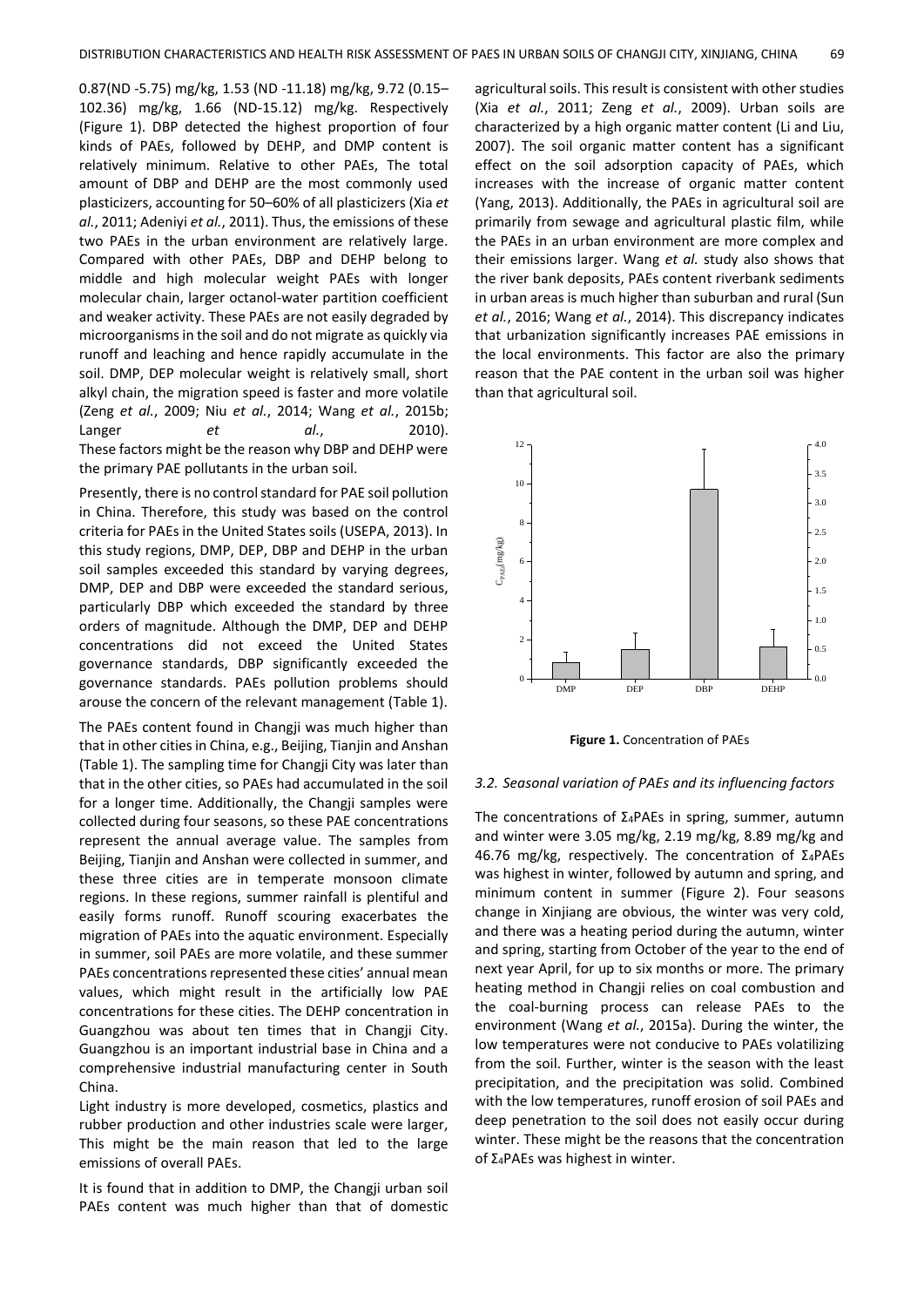0.87(ND -5.75) mg/kg, 1.53 (ND -11.18) mg/kg, 9.72 (0.15–102.36) mg/kg, 1.66 (ND-15.12) mg/kg. Respectively (Figure 1). DBP detected the highest proportion of four kinds of PAEs, followed by DEHP, and DMP content is relatively minimum. Relative to other PAEs, The total amount of DBP and DEHP are the most commonly used plasticizers, accounting for 50–60% of all plasticizers (Xia *et al.*, 2011; Adeniyi *et al.*, 2011). Thus, the emissions of these two PAEs in the urban environment are relatively large. Compared with other PAEs, DBP and DEHP belong to middle and high molecular weight PAEs with longer molecular chain, larger octanol-water partition coefficient and weaker activity. These PAEs are not easily degraded by microorganisms in the soil and do not migrate as quickly via runoff and leaching and hence rapidly accumulate in the soil. DMP, DEP molecular weight is relatively small, short alkyl chain, the migration speed is faster and more volatile (Zeng *et al.*, 2009; Niu *et al.*, 2014; Wang *et al.*, 2015b; Langer *et al.*, 2010). These factors might be the reason why DBP and DEHP were the primary PAE pollutants in the urban soil.

Presently, there is no control standard for PAE soil pollution in China. Therefore, this study was based on the control criteria for PAEs in the United States soils (USEPA, 2013). In this study regions, DMP, DEP, DBP and DEHP in the urban soil samples exceeded this standard by varying degrees, DMP, DEP and DBP were exceeded the standard serious, particularly DBP which exceeded the standard by three orders of magnitude. Although the DMP, DEP and DEHP concentrations did not exceed the United States governance standards, DBP significantly exceeded the governance standards. PAEs pollution problems should arouse the concern of the relevant management (Table 1).

The PAEs content found in Changji was much higher than that in other cities in China, e.g., Beijing, Tianjin and Anshan (Table 1). The sampling time for Changji City was later than that in the other cities, so PAEs had accumulated in the soil for a longer time. Additionally, the Changji samples were collected during four seasons, so these PAE concentrations represent the annual average value. The samples from Beijing, Tianjin and Anshan were collected in summer, and these three cities are in temperate monsoon climate regions. In these regions, summer rainfall is plentiful and easily forms runoff. Runoff scouring exacerbates the migration of PAEs into the aquatic environment. Especially in summer, soil PAEs are more volatile, and these summer PAEs concentrations represented these cities' annual mean values, which might result in the artificially low PAE concentrations for these cities. The DEHP concentration in Guangzhou was about ten times that in Changji City. Guangzhou is an important industrial base in China and a comprehensive industrial manufacturing center in South China.

Light industry is more developed, cosmetics, plastics and rubber production and other industries scale were larger, This might be the main reason that led to the large emissions of overall PAEs.

It is found that in addition to DMP, the Changji urban soil PAEs content was much higher than that of domestic agricultural soils. This result is consistent with other studies (Xia *et al.*, 2011; Zeng *et al.*, 2009). Urban soils are characterized by a high organic matter content (Li and Liu, 2007). The soil organic matter content has a significant effect on the soil adsorption capacity of PAEs, which increases with the increase of organic matter content (Yang, 2013). Additionally, the PAEs in agricultural soil are primarily from sewage and agricultural plastic film, while the PAEs in an urban environment are more complex and their emissions larger. Wang *et al.* study also shows that the river bank deposits, PAEs content riverbank sediments in urban areas is much higher than suburban and rural (Sun *et al.*, 2016; Wang *et al.*, 2014). This discrepancy indicates that urbanization significantly increases PAE emissions in the local environments. This factor are also the primary reason that the PAE content in the urban soil was higher than that agricultural soil.

**Figure 1.** Concentration of PAEs

### *3.2. Seasonal variation of PAEs and its influencing factors*

The concentrations of $\Sigma_4$PAEs in spring, summer, autumn and winter were 3.05 mg/kg, 2.19 mg/kg, 8.89 mg/kg and 46.76 mg/kg, respectively. The concentration of $\Sigma_4$PAEs was highest in winter, followed by autumn and spring, and minimum content in summer (Figure 2). Four seasons change in Xinjiang are obvious, the winter was very cold, and there was a heating period during the autumn, winter and spring, starting from October of the year to the end of next year April, for up to six months or more. The primary heating method in Changji relies on coal combustion and the coal-burning process can release PAEs to the environment (Wang *et al.*, 2015a). During the winter, the low temperatures were not conducive to PAEs volatilizing from the soil. Further, winter is the season with the least precipitation, and the precipitation was solid. Combined with the low temperatures, runoff erosion of soil PAEs and deep penetration to the soil does not easily occur during winter. These might be the reasons that the concentration of $\Sigma_4$PAEs was highest in winter.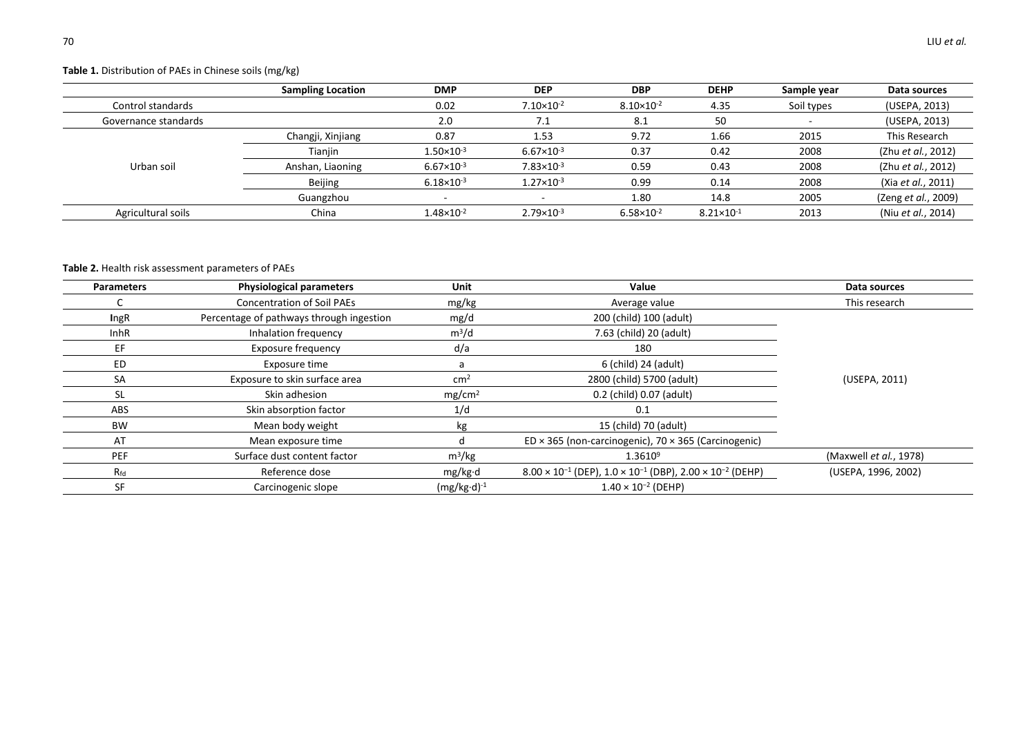**Table 1.** Distribution of PAEs in Chinese soils (mg/kg)

| | Sampling Location | DMP | DEP | DBP | DEHP | Sample year | Data sources |
|---|---|---|---|---|---|---|---|
| Control standards | | 0.02 | $7.10\times10^{-2}$ | $8.10\times10^{-2}$ | 4.35 | Soil types | (USEPA, 2013) |
| Governance standards | | 2.0 | 7.1 | 8.1 | 50 | - | (USEPA, 2013) |
| Urban soil | Changji, Xinjiang | 0.87 | 1.53 | 9.72 | 1.66 | 2015 | This Research |
| | Tianjin | $1.50\times10^{-3}$ | $6.67\times10^{-3}$ | 0.37 | 0.42 | 2008 | (Zhu *et al.*, 2012) |
| | Anshan, Liaoning | $6.67\times10^{-3}$ | $7.83\times10^{-3}$ | 0.59 | 0.43 | 2008 | (Zhu *et al.*, 2012) |
| | Beijing | $6.18\times10^{-3}$ | $1.27\times10^{-3}$ | 0.99 | 0.14 | 2008 | (Xia *et al.*, 2011) |
| | Guangzhou | - | - | 1.80 | 14.8 | 2005 | (Zeng *et al.*, 2009) |
| Agricultural soils | China | $1.48\times10^{-2}$ | $2.79\times10^{-3}$ | $6.58\times10^{-2}$ | $8.21\times10^{-1}$ | 2013 | (Niu *et al.*, 2014) |

**Table 2.** Health risk assessment parameters of PAEs

| Parameters | Physiological parameters | Unit | Value | Data sources |
|---|---|---|---|---|
| C | Concentration of Soil PAEs | mg/kg | Average value | This research |
| IngR | Percentage of pathways through ingestion | mg/d | 200 (child) 100 (adult) | (USEPA, 2011) |
| InhR | Inhalation frequency | $m^3/d$ | 7.63 (child) 20 (adult) | |
| EF | Exposure frequency | d/a | 180 | |
| ED | Exposure time | a | 6 (child) 24 (adult) | |
| SA | Exposure to skin surface area | $cm^2$ | 2800 (child) 5700 (adult) | |
| SL | Skin adhesion | $mg/cm^2$ | 0.2 (child) 0.07 (adult) | |
| ABS | Skin absorption factor | 1/d | 0.1 | |
| BW | Mean body weight | kg | 15 (child) 70 (adult) | |
| AT | Mean exposure time | d | ED × 365 (non-carcinogenic), 70 × 365 (Carcinogenic) | |
| PEF | Surface dust content factor | $m^3/kg$ | $1.3610^9$ | (Maxwell *et al.*, 1978) |
| $R_{fd}$ | Reference dose | mg/kg·d | $8.00\times10^{-1}$ (DEP), $1.0\times10^{-1}$ (DBP), $2.00\times10^{-2}$ (DEHP) | (USEPA, 1996, 2002) |
| SF | Carcinogenic slope | $(mg/kg\cdot d)^{-1}$ | $1.40\times10^{-2}$ (DEHP) | |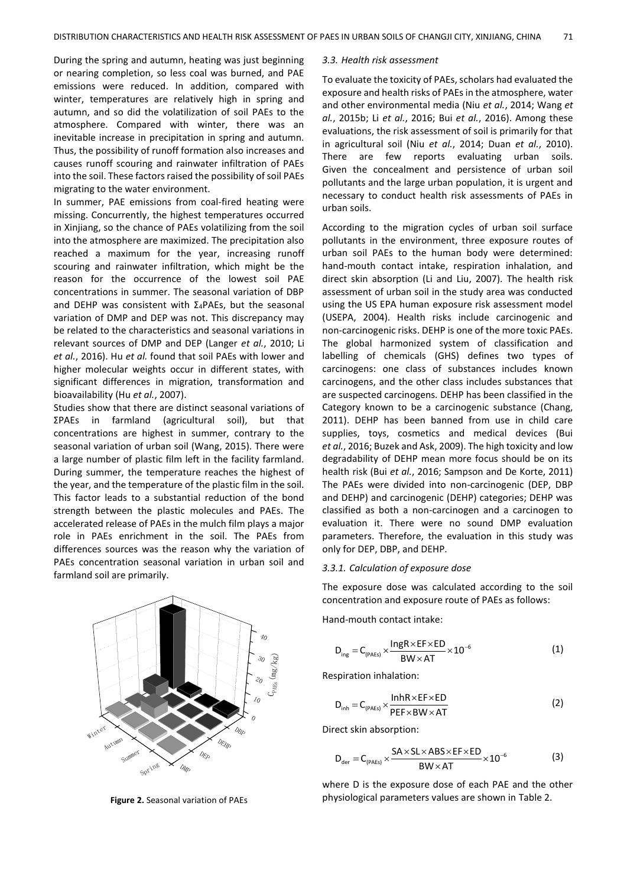During the spring and autumn, heating was just beginning or nearing completion, so less coal was burned, and PAE emissions were reduced. In addition, compared with winter, temperatures are relatively high in spring and autumn, and so did the volatilization of soil PAEs to the atmosphere. Compared with winter, there was an inevitable increase in precipitation in spring and autumn. Thus, the possibility of runoff formation also increases and causes runoff scouring and rainwater infiltration of PAEs into the soil. These factors raised the possibility of soil PAEs migrating to the water environment.

In summer, PAE emissions from coal-fired heating were missing. Concurrently, the highest temperatures occurred in Xinjiang, so the chance of PAEs volatilizing from the soil into the atmosphere are maximized. The precipitation also reached a maximum for the year, increasing runoff scouring and rainwater infiltration, which might be the reason for the occurrence of the lowest soil PAE concentrations in summer. The seasonal variation of DBP and DEHP was consistent with $\Sigma_4$PAEs, but the seasonal variation of DMP and DEP was not. This discrepancy may be related to the characteristics and seasonal variations in relevant sources of DMP and DEP (Langer *et al.*, 2010; Li *et al.*, 2016). Hu *et al.* found that soil PAEs with lower and higher molecular weights occur in different states, with significant differences in migration, transformation and bioavailability (Hu *et al.*, 2007).

Studies show that there are distinct seasonal variations of ΣPAEs in farmland (agricultural soil), but that concentrations are highest in summer, contrary to the seasonal variation of urban soil (Wang, 2015). There were a large number of plastic film left in the facility farmland. During summer, the temperature reaches the highest of the year, and the temperature of the plastic film in the soil. This factor leads to a substantial reduction of the bond strength between the plastic molecules and PAEs. The accelerated release of PAEs in the mulch film plays a major role in PAEs enrichment in the soil. The PAEs from differences sources was the reason why the variation of PAEs concentration seasonal variation in urban soil and farmland soil are primarily.

**Figure 2.** Seasonal variation of PAEs

### 3.3. Health risk assessment

To evaluate the toxicity of PAEs, scholars had evaluated the exposure and health risks of PAEs in the atmosphere, water and other environmental media (Niu *et al.*, 2014; Wang *et al.*, 2015b; Li *et al.*, 2016; Bui *et al.*, 2016). Among these evaluations, the risk assessment of soil is primarily for that in agricultural soil (Niu *et al.*, 2014; Duan *et al.*, 2010). There are few reports evaluating urban soils. Given the concealment and persistence of urban soil pollutants and the large urban population, it is urgent and necessary to conduct health risk assessments of PAEs in urban soils.

According to the migration cycles of urban soil surface pollutants in the environment, three exposure routes of urban soil PAEs to the human body were determined: hand-mouth contact intake, respiration inhalation, and direct skin absorption (Li and Liu, 2007). The health risk assessment of urban soil in the study area was conducted using the US EPA human exposure risk assessment model (USEPA, 2004). Health risks include carcinogenic and non-carcinogenic risks. DEHP is one of the more toxic PAEs. The global harmonized system of classification and labelling of chemicals (GHS) defines two types of carcinogens: one class of substances includes known carcinogens, and the other class includes substances that are suspected carcinogens. DEHP has been classified in the Category known to be a carcinogenic substance (Chang, 2011). DEHP has been banned from use in child care supplies, toys, cosmetics and medical devices (Bui *et al.*, 2016; Buzek and Ask, 2009). The high toxicity and low degradability of DEHP mean more focus should be on its health risk (Bui *et al.*, 2016; Sampson and De Korte, 2011) The PAEs were divided into non-carcinogenic (DEP, DBP and DEHP) and carcinogenic (DEHP) categories; DEHP was classified as both a non-carcinogen and a carcinogen to evaluation it. There were no sound DMP evaluation parameters. Therefore, the evaluation in this study was only for DEP, DBP, and DEHP.

#### 3.3.1. Calculation of exposure dose

The exposure dose was calculated according to the soil concentration and exposure route of PAEs as follows:

Hand-mouth contact intake:

$$D_{ing} = C_{(PAEs)} \times \frac{IngR \times EF \times ED}{BW \times AT} \times 10^{-6} \quad (1)$$

Respiration inhalation:

$$D_{inh} = C_{(PAEs)} \times \frac{InhR \times EF \times ED}{PEF \times BW \times AT} \quad (2)$$

Direct skin absorption:

$$D_{der} = C_{(PAEs)} \times \frac{SA \times SL \times ABS \times EF \times ED}{BW \times AT} \times 10^{-6} \quad (3)$$

where D is the exposure dose of each PAE and the other physiological parameters values are shown in Table 2.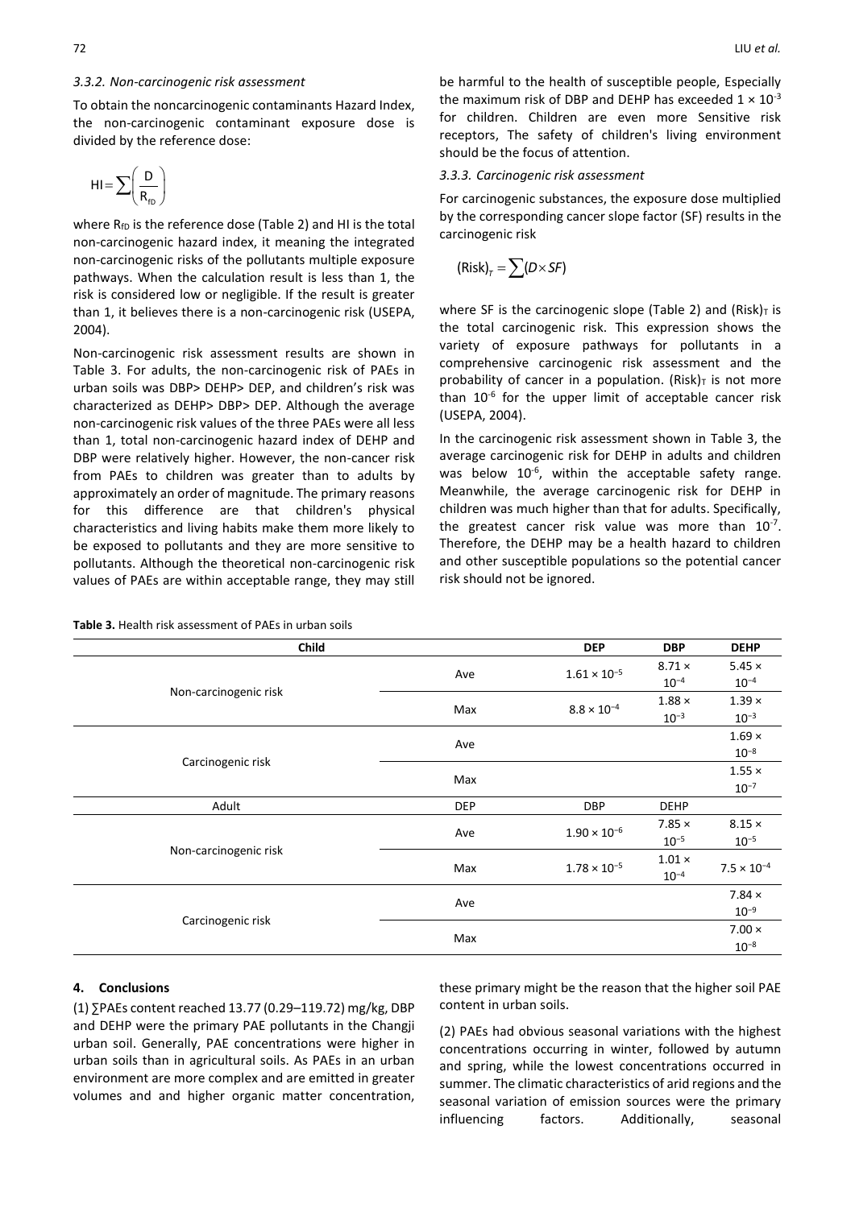### 3.3.2. Non-carcinogenic risk assessment

To obtain the noncarcinogenic contaminants Hazard Index, the non-carcinogenic contaminant exposure dose is divided by the reference dose:

$$HI = \sum \left( \frac{D}{R_{fD}} \right)$$

where $R_{fD}$ is the reference dose (Table 2) and HI is the total non-carcinogenic hazard index, it meaning the integrated non-carcinogenic risks of the pollutants multiple exposure pathways. When the calculation result is less than 1, the risk is considered low or negligible. If the result is greater than 1, it believes there is a non-carcinogenic risk (USEPA, 2004).

Non-carcinogenic risk assessment results are shown in Table 3. For adults, the non-carcinogenic risk of PAEs in urban soils was DBP> DEHP> DEP, and children's risk was characterized as DEHP> DBP> DEP. Although the average non-carcinogenic risk values of the three PAEs were all less than 1, total non-carcinogenic hazard index of DEHP and DBP were relatively higher. However, the non-cancer risk from PAEs to children was greater than to adults by approximately an order of magnitude. The primary reasons for this difference are that children's physical characteristics and living habits make them more likely to be exposed to pollutants and they are more sensitive to pollutants. Although the theoretical non-carcinogenic risk values of PAEs are within acceptable range, they may still be harmful to the health of susceptible people, Especially the maximum risk of DBP and DEHP has exceeded $1 \times 10^{-3}$ for children. Children are even more Sensitive risk receptors, The safety of children's living environment should be the focus of attention.

### 3.3.3. Carcinogenic risk assessment

For carcinogenic substances, the exposure dose multiplied by the corresponding cancer slope factor (SF) results in the carcinogenic risk

$$(Risk)_T = \sum (D \times SF)$$

where SF is the carcinogenic slope (Table 2) and $(Risk)_T$ is the total carcinogenic risk. This expression shows the variety of exposure pathways for pollutants in a comprehensive carcinogenic risk assessment and the probability of cancer in a population. $(Risk)_T$ is not more than $10^{-6}$ for the upper limit of acceptable cancer risk (USEPA, 2004).

In the carcinogenic risk assessment shown in Table 3, the average carcinogenic risk for DEHP in adults and children was below $10^{-6}$, within the acceptable safety range. Meanwhile, the average carcinogenic risk for DEHP in children was much higher than that for adults. Specifically, the greatest cancer risk value was more than $10^{-7}$. Therefore, the DEHP may be a health hazard to children and other susceptible populations so the potential cancer risk should not be ignored.

**Table 3.** Health risk assessment of PAEs in urban soils

| Child | | DEP | DBP | DEHP |
|---|---|---|---|---|
| Non-carcinogenic risk | Ave | $1.61 \times 10^{-5}$ | $8.71 \times 10^{-4}$ | $5.45 \times 10^{-4}$ |
| | Max | $8.8 \times 10^{-4}$ | $1.88 \times 10^{-3}$ | $1.39 \times 10^{-3}$ |
| Carcinogenic risk | Ave | | | $1.69 \times 10^{-8}$ |
| | Max | | | $1.55 \times 10^{-7}$ |
| Adult | DEP | DBP | DEHP | |
| Non-carcinogenic risk | Ave | $1.90 \times 10^{-6}$ | $7.85 \times 10^{-5}$ | $8.15 \times 10^{-5}$ |
| | Max | $1.78 \times 10^{-5}$ | $1.01 \times 10^{-4}$ | $7.5 \times 10^{-4}$ |
| Carcinogenic risk | Ave | | | $7.84 \times 10^{-9}$ |
| | Max | | | $7.00 \times 10^{-8}$ |

## 4. Conclusions

(1) ∑PAEs content reached 13.77 (0.29–119.72) mg/kg, DBP and DEHP were the primary PAE pollutants in the Changji urban soil. Generally, PAE concentrations were higher in urban soils than in agricultural soils. As PAEs in an urban environment are more complex and are emitted in greater volumes and and higher organic matter concentration, these primary might be the reason that the higher soil PAE content in urban soils.

(2) PAEs had obvious seasonal variations with the highest concentrations occurring in winter, followed by autumn and spring, while the lowest concentrations occurred in summer. The climatic characteristics of arid regions and the seasonal variation of emission sources were the primary influencing factors. Additionally, seasonal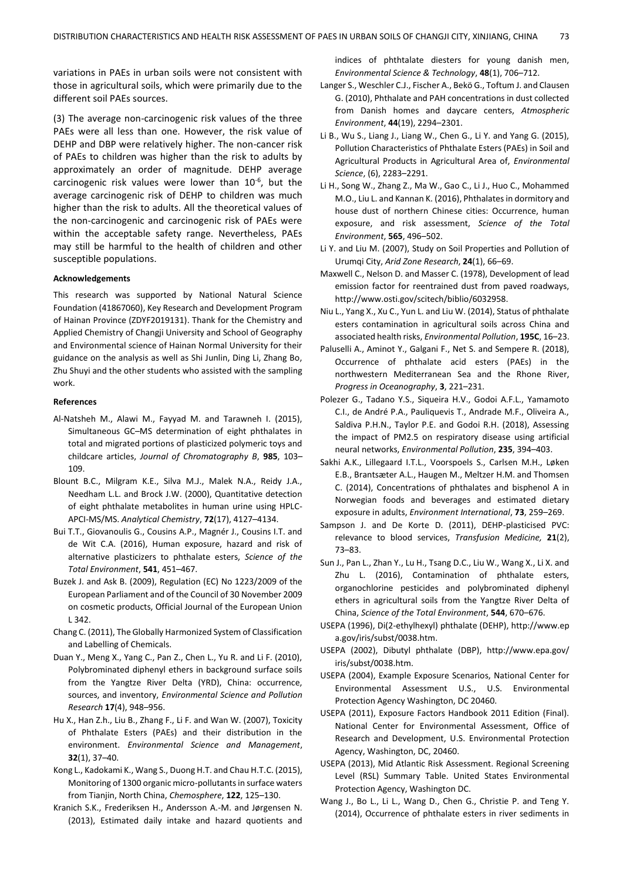variations in PAEs in urban soils were not consistent with those in agricultural soils, which were primarily due to the different soil PAEs sources.

(3) The average non-carcinogenic risk values of the three PAEs were all less than one. However, the risk value of DEHP and DBP were relatively higher. The non-cancer risk of PAEs to children was higher than the risk to adults by approximately an order of magnitude. DEHP average carcinogenic risk values were lower than $10^{-6}$, but the average carcinogenic risk of DEHP to children was much higher than the risk to adults. All the theoretical values of the non-carcinogenic and carcinogenic risk of PAEs were within the acceptable safety range. Nevertheless, PAEs may still be harmful to the health of children and other susceptible populations.

#### Acknowledgements

This research was supported by National Natural Science Foundation (41867060), Key Research and Development Program of Hainan Province (ZDYF2019131). Thank for the Chemistry and Applied Chemistry of Changji University and School of Geography and Environmental science of Hainan Normal University for their guidance on the analysis as well as Shi Junlin, Ding Li, Zhang Bo, Zhu Shuyi and the other students who assisted with the sampling work.

#### References

- Al-Natsheh M., Alawi M., Fayyad M. and Tarawneh I. (2015), Simultaneous GC–MS determination of eight phthalates in total and migrated portions of plasticized polymeric toys and childcare articles, *Journal of Chromatography B*, **985**, 103–109.
- Blount B.C., Milgram K.E., Silva M.J., Malek N.A., Reidy J.A., Needham L.L. and Brock J.W. (2000), Quantitative detection of eight phthalate metabolites in human urine using HPLC-APCI-MS/MS. *Analytical Chemistry*, **72**(17), 4127–4134.
- Bui T.T., Giovanoulis G., Cousins A.P., Magnér J., Cousins I.T. and de Wit C.A. (2016), Human exposure, hazard and risk of alternative plasticizers to phthalate esters, *Science of the Total Environment*, **541**, 451–467.
- Buzek J. and Ask B. (2009), Regulation (EC) No 1223/2009 of the European Parliament and of the Council of 30 November 2009 on cosmetic products, Official Journal of the European Union L 342.
- Chang C. (2011), The Globally Harmonized System of Classification and Labelling of Chemicals.
- Duan Y., Meng X., Yang C., Pan Z., Chen L., Yu R. and Li F. (2010), Polybrominated diphenyl ethers in background surface soils from the Yangtze River Delta (YRD), China: occurrence, sources, and inventory, *Environmental Science and Pollution Research* **17**(4), 948–956.
- Hu X., Han Z.h., Liu B., Zhang F., Li F. and Wan W. (2007), Toxicity of Phthalate Esters (PAEs) and their distribution in the environment. *Environmental Science and Management*, **32**(1), 37–40.
- Kong L., Kadokami K., Wang S., Duong H.T. and Chau H.T.C. (2015), Monitoring of 1300 organic micro-pollutants in surface waters from Tianjin, North China, *Chemosphere*, **122**, 125–130.
- Kranich S.K., Frederiksen H., Andersson A.-M. and Jørgensen N. (2013), Estimated daily intake and hazard quotients and indices of phthtalate diesters for young danish men, *Environmental Science & Technology*, **48**(1), 706–712.
- Langer S., Weschler C.J., Fischer A., Bekö G., Toftum J. and Clausen G. (2010), Phthalate and PAH concentrations in dust collected from Danish homes and daycare centers, *Atmospheric Environment*, **44**(19), 2294–2301.
- Li B., Wu S., Liang J., Liang W., Chen G., Li Y. and Yang G. (2015), Pollution Characteristics of Phthalate Esters (PAEs) in Soil and Agricultural Products in Agricultural Area of, *Environmental Science*, (6), 2283–2291.
- Li H., Song W., Zhang Z., Ma W., Gao C., Li J., Huo C., Mohammed M.O., Liu L. and Kannan K. (2016), Phthalates in dormitory and house dust of northern Chinese cities: Occurrence, human exposure, and risk assessment, *Science of the Total Environment*, **565**, 496–502.
- Li Y. and Liu M. (2007), Study on Soil Properties and Pollution of Urumqi City, *Arid Zone Research*, **24**(1), 66–69.
- Maxwell C., Nelson D. and Masser C. (1978), Development of lead emission factor for reentrained dust from paved roadways, http://www.osti.gov/scitech/biblio/6032958.
- Niu L., Yang X., Xu C., Yun L. and Liu W. (2014), Status of phthalate esters contamination in agricultural soils across China and associated health risks, *Environmental Pollution*, **195C**, 16–23.
- Paluselli A., Aminot Y., Galgani F., Net S. and Sempere R. (2018), Occurrence of phthalate acid esters (PAEs) in the northwestern Mediterranean Sea and the Rhone River, *Progress in Oceanography*, **3**, 221–231.
- Polezer G., Tadano Y.S., Siqueira H.V., Godoi A.F.L., Yamamoto C.I., de André P.A., Pauliquevis T., Andrade M.F., Oliveira A., Saldiva P.H.N., Taylor P.E. and Godoi R.H. (2018), Assessing the impact of PM2.5 on respiratory disease using artificial neural networks, *Environmental Pollution*, **235**, 394–403.
- Sakhi A.K., Lillegaard I.T.L., Voorspoels S., Carlsen M.H., Løken E.B., Brantsæter A.L., Haugen M., Meltzer H.M. and Thomsen C. (2014), Concentrations of phthalates and bisphenol A in Norwegian foods and beverages and estimated dietary exposure in adults, *Environment International*, **73**, 259–269.
- Sampson J. and De Korte D. (2011), DEHP-plasticised PVC: relevance to blood services, *Transfusion Medicine,* **21**(2), 73–83.
- Sun J., Pan L., Zhan Y., Lu H., Tsang D.C., Liu W., Wang X., Li X. and Zhu L. (2016), Contamination of phthalate esters, organochlorine pesticides and polybrominated diphenyl ethers in agricultural soils from the Yangtze River Delta of China, *Science of the Total Environment*, **544**, 670–676.
- USEPA (1996), Di(2-ethylhexyl) phthalate (DEHP), http://www.epa.gov/iris/subst/0038.htm.
- USEPA (2002), Dibutyl phthalate (DBP), http://www.epa.gov/iris/subst/0038.htm.
- USEPA (2004), Example Exposure Scenarios, National Center for Environmental Assessment U.S., U.S. Environmental Protection Agency Washington, DC 20460.
- USEPA (2011), Exposure Factors Handbook 2011 Edition (Final). National Center for Environmental Assessment, Office of Research and Development, U.S. Environmental Protection Agency, Washington, DC, 20460.
- USEPA (2013), Mid Atlantic Risk Assessment. Regional Screening Level (RSL) Summary Table. United States Environmental Protection Agency Washington DC.
- Wang J., Bo L., Li L., Wang D., Chen G., Christie P. and Teng Y. (2014), Occurrence of phthalate esters in river sediments in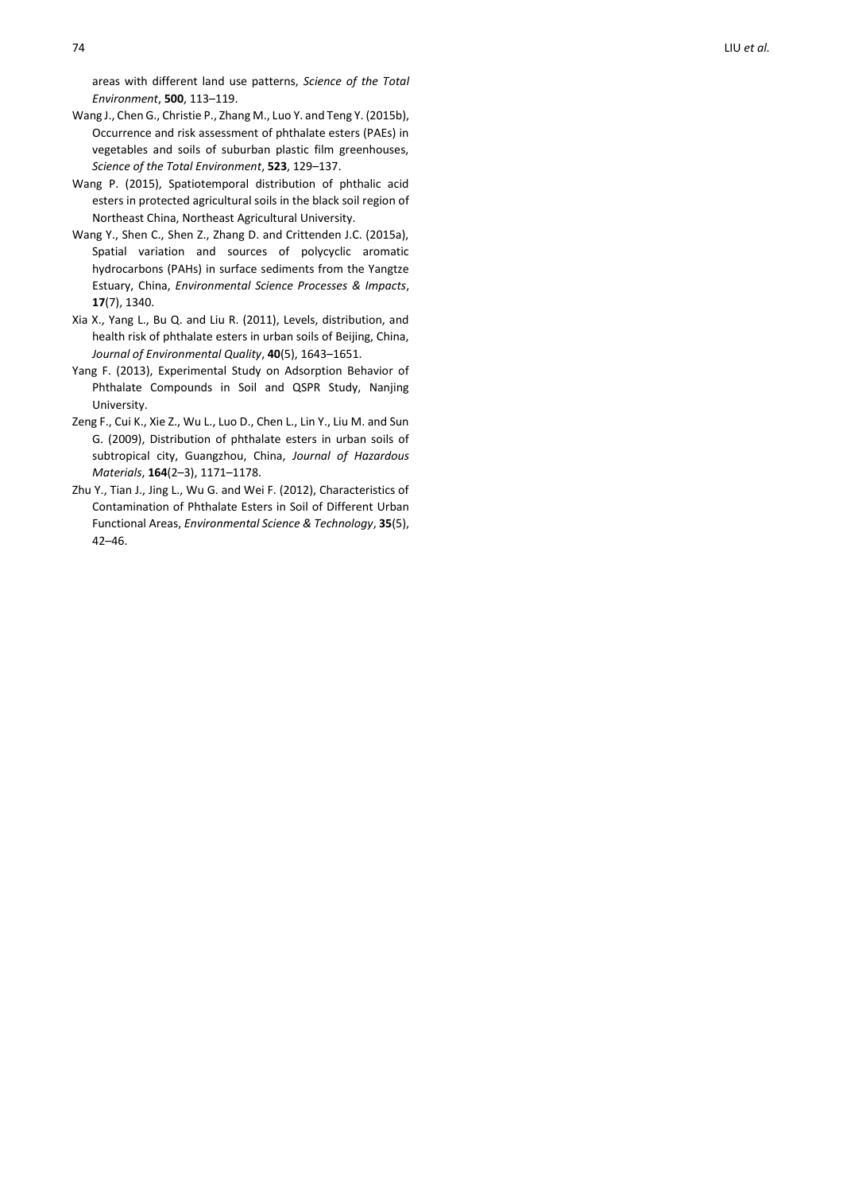areas with different land use patterns, *Science of the Total Environment*, **500**, 113–119.

Wang J., Chen G., Christie P., Zhang M., Luo Y. and Teng Y. (2015b), Occurrence and risk assessment of phthalate esters (PAEs) in vegetables and soils of suburban plastic film greenhouses, *Science of the Total Environment*, **523**, 129–137.

Wang P. (2015), Spatiotemporal distribution of phthalic acid esters in protected agricultural soils in the black soil region of Northeast China, Northeast Agricultural University.

Wang Y., Shen C., Shen Z., Zhang D. and Crittenden J.C. (2015a), Spatial variation and sources of polycyclic aromatic hydrocarbons (PAHs) in surface sediments from the Yangtze Estuary, China, *Environmental Science Processes & Impacts*, **17**(7), 1340.

Xia X., Yang L., Bu Q. and Liu R. (2011), Levels, distribution, and health risk of phthalate esters in urban soils of Beijing, China, *Journal of Environmental Quality*, **40**(5), 1643–1651.

Yang F. (2013), Experimental Study on Adsorption Behavior of Phthalate Compounds in Soil and QSPR Study, Nanjing University.

Zeng F., Cui K., Xie Z., Wu L., Luo D., Chen L., Lin Y., Liu M. and Sun G. (2009), Distribution of phthalate esters in urban soils of subtropical city, Guangzhou, China, *Journal of Hazardous Materials*, **164**(2–3), 1171–1178.

Zhu Y., Tian J., Jing L., Wu G. and Wei F. (2012), Characteristics of Contamination of Phthalate Esters in Soil of Different Urban Functional Areas, *Environmental Science & Technology*, **35**(5), 42–46.